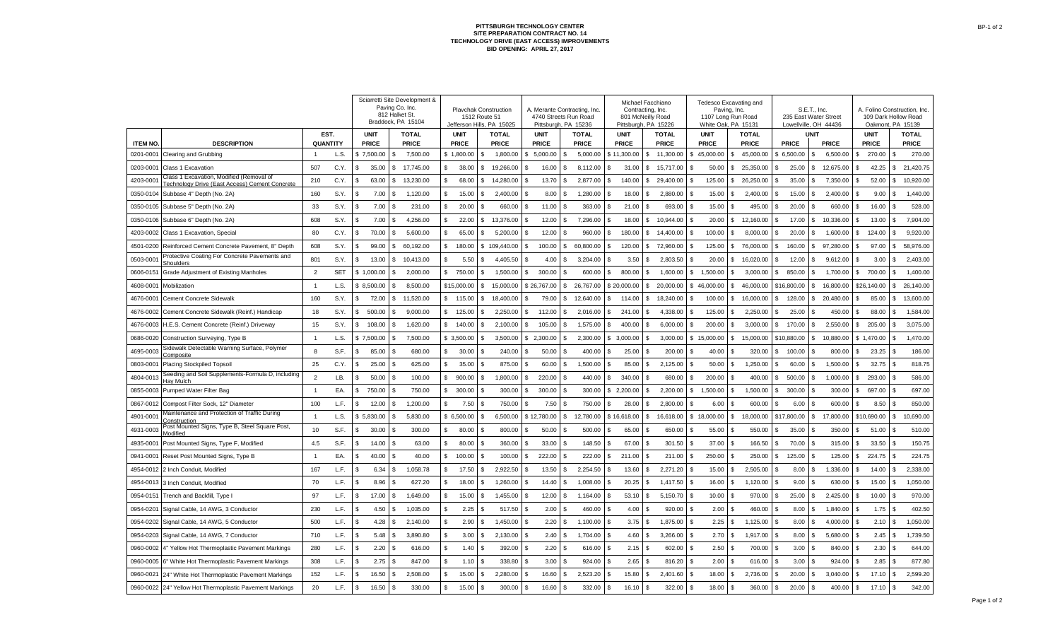# PITTSBURGH TECHNOLOGY CENTER
## SITE PREPARATION CONTRACT NO. 14
## TECHNOLOGY DRIVE (EAST ACCESS) IMPROVEMENTS
## BID OPENING: APRIL 27, 2017

| | | | | Sciarretti Site Development & Paving Co. Inc. 812 Halket St. Braddock, PA 15104 | | Plavchak Construction 1512 Route 51 Jefferson Hills, PA 15025 | | A. Merante Contracting, Inc. 4740 Streets Run Road Pittsburgh, PA 15236 | | Michael Facchiano Contracting, Inc. 801 McNeilly Road Pittsburgh, PA 15226 | | Tedesco Excavating and Paving, Inc. 1107 Long Run Road White Oak, PA 15131 | | S.E.T., Inc. 235 East Water Street Lowellville, OH 44436 | | A. Folino Construction, Inc. 109 Dark Hollow Road Oakmont, PA 15139 | |
|---|---|---|---|---|---|---|---|---|---|---|---|---|---|---|---|---|---|
| ITEM NO. | DESCRIPTION | EST. QUANTITY | | UNIT PRICE | TOTAL PRICE | UNIT PRICE | TOTAL PRICE | UNIT PRICE | TOTAL PRICE | UNIT PRICE | TOTAL PRICE | UNIT PRICE | TOTAL PRICE | UNIT PRICE | PRICE | UNIT PRICE | TOTAL PRICE |
| 0201-0001 | Clearing and Grubbing | 1 | L.S. | $ 7,500.00 | $ 7,500.00 | $ 1,800.00 | $ 1,800.00 | $ 5,000.00 | $ 5,000.00 | $ 11,300.00 | $ 11,300.00 | $ 45,000.00 | $ 45,000.00 | $ 6,500.00 | $ 6,500.00 | $ 270.00 | $ 270.00 |
| 0203-0001 | Class 1 Excavation | 507 | C.Y. | $ 35.00 | $ 17,745.00 | $ 38.00 | $ 19,266.00 | $ 16.00 | $ 8,112.00 | $ 31.00 | $ 15,717.00 | $ 50.00 | $ 25,350.00 | $ 25.00 | $ 12,675.00 | $ 42.25 | $ 21,420.75 |
| 4203-0001 | Class 1 Excavation, Modified (Removal of Technology Drive (East Access) Cement Concrete | 210 | C.Y. | $ 63.00 | $ 13,230.00 | $ 68.00 | $ 14,280.00 | $ 13.70 | $ 2,877.00 | $ 140.00 | $ 29,400.00 | $ 125.00 | $ 26,250.00 | $ 35.00 | $ 7,350.00 | $ 52.00 | $ 10,920.00 |
| 0350-0104 | Subbase 4" Depth (No. 2A) | 160 | S.Y. | $ 7.00 | $ 1,120.00 | $ 15.00 | $ 2,400.00 | $ 8.00 | $ 1,280.00 | $ 18.00 | $ 2,880.00 | $ 15.00 | $ 2,400.00 | $ 15.00 | $ 2,400.00 | $ 9.00 | $ 1,440.00 |
| 0350-0105 | Subbase 5" Depth (No. 2A) | 33 | S.Y. | $ 7.00 | $ 231.00 | $ 20.00 | $ 660.00 | $ 11.00 | $ 363.00 | $ 21.00 | $ 693.00 | $ 15.00 | $ 495.00 | $ 20.00 | $ 660.00 | $ 16.00 | $ 528.00 |
| 0350-0106 | Subbase 6" Depth (No. 2A) | 608 | S.Y. | $ 7.00 | $ 4,256.00 | $ 22.00 | $ 13,376.00 | $ 12.00 | $ 7,296.00 | $ 18.00 | $ 10,944.00 | $ 20.00 | $ 12,160.00 | $ 17.00 | $ 10,336.00 | $ 13.00 | $ 7,904.00 |
| 4203-0002 | Class 1 Excavation, Special | 80 | C.Y. | $ 70.00 | $ 5,600.00 | $ 65.00 | $ 5,200.00 | $ 12.00 | $ 960.00 | $ 180.00 | $ 14,400.00 | $ 100.00 | $ 8,000.00 | $ 20.00 | $ 1,600.00 | $ 124.00 | $ 9,920.00 |
| 4501-0200 | Reinforced Cement Concrete Pavement, 8" Depth | 608 | S.Y. | $ 99.00 | $ 60,192.00 | $ 180.00 | $ 109,440.00 | $ 100.00 | $ 60,800.00 | $ 120.00 | $ 72,960.00 | $ 125.00 | $ 76,000.00 | $ 160.00 | $ 97,280.00 | $ 97.00 | $ 58,976.00 |
| 0503-0001 | Protective Coating For Concrete Pavements and Shoulders | 801 | S.Y. | $ 13.00 | $ 10,413.00 | $ 5.50 | $ 4,405.50 | $ 4.00 | $ 3,204.00 | $ 3.50 | $ 2,803.50 | $ 20.00 | $ 16,020.00 | $ 12.00 | $ 9,612.00 | $ 3.00 | $ 2,403.00 |
| 0606-0151 | Grade Adjustment of Existing Manholes | 2 | SET | $ 1,000.00 | $ 2,000.00 | $ 750.00 | $ 1,500.00 | $ 300.00 | $ 600.00 | $ 800.00 | $ 1,600.00 | $ 1,500.00 | $ 3,000.00 | $ 850.00 | $ 1,700.00 | $ 700.00 | $ 1,400.00 |
| 4608-0001 | Mobilization | 1 | L.S. | $ 8,500.00 | $ 8,500.00 | $15,000.00 | $ 15,000.00 | $ 26,767.00 | $ 26,767.00 | $ 20,000.00 | $ 20,000.00 | $ 46,000.00 | $ 46,000.00 | $16,800.00 | $ 16,800.00 | $26,140.00 | $ 26,140.00 |
| 4676-0001 | Cement Concrete Sidewalk | 160 | S.Y. | $ 72.00 | $ 11,520.00 | $ 115.00 | $ 18,400.00 | $ 79.00 | $ 12,640.00 | $ 114.00 | $ 18,240.00 | $ 100.00 | $ 16,000.00 | $ 128.00 | $ 20,480.00 | $ 85.00 | $ 13,600.00 |
| 4676-0002 | Cement Concrete Sidewalk (Reinf.) Handicap | 18 | S.Y. | $ 500.00 | $ 9,000.00 | $ 125.00 | $ 2,250.00 | $ 112.00 | $ 2,016.00 | $ 241.00 | $ 4,338.00 | $ 125.00 | $ 2,250.00 | $ 25.00 | $ 450.00 | $ 88.00 | $ 1,584.00 |
| 4676-0003 | H.E.S. Cement Concrete (Reinf.) Driveway | 15 | S.Y. | $ 108.00 | $ 1,620.00 | $ 140.00 | $ 2,100.00 | $ 105.00 | $ 1,575.00 | $ 400.00 | $ 6,000.00 | $ 200.00 | $ 3,000.00 | $ 170.00 | $ 2,550.00 | $ 205.00 | $ 3,075.00 |
| 0686-0020 | Construction Surveying, Type B | 1 | L.S. | $ 7,500.00 | $ 7,500.00 | $ 3,500.00 | $ 3,500.00 | $ 2,300.00 | $ 2,300.00 | $ 3,000.00 | $ 3,000.00 | $ 15,000.00 | $ 15,000.00 | $10,880.00 | $ 10,880.00 | $ 1,470.00 | $ 1,470.00 |
| 4695-0003 | Sidewalk Detectable Warning Surface, Polymer Composite | 8 | S.F. | $ 85.00 | $ 680.00 | $ 30.00 | $ 240.00 | $ 50.00 | $ 400.00 | $ 25.00 | $ 200.00 | $ 40.00 | $ 320.00 | $ 100.00 | $ 800.00 | $ 23.25 | $ 186.00 |
| 0803-0001 | Placing Stockpiled Topsoil | 25 | C.Y. | $ 25.00 | $ 625.00 | $ 35.00 | $ 875.00 | $ 60.00 | $ 1,500.00 | $ 85.00 | $ 2,125.00 | $ 50.00 | $ 1,250.00 | $ 60.00 | $ 1,500.00 | $ 32.75 | $ 818.75 |
| 4804-0013 | Seeding and Soil Supplements-Formula D, including Hay Mulch | 2 | LB. | $ 50.00 | $ 100.00 | $ 900.00 | $ 1,800.00 | $ 220.00 | $ 440.00 | $ 340.00 | $ 680.00 | $ 200.00 | $ 400.00 | $ 500.00 | $ 1,000.00 | $ 293.00 | $ 586.00 |
| 0855-0003 | Pumped Water Filter Bag | 1 | EA. | $ 750.00 | $ 750.00 | $ 300.00 | $ 300.00 | $ 300.00 | $ 300.00 | $ 2,200.00 | $ 2,200.00 | $ 1,500.00 | $ 1,500.00 | $ 300.00 | $ 300.00 | $ 697.00 | $ 697.00 |
| 0867-0012 | Compost Filter Sock, 12" Diameter | 100 | L.F. | $ 12.00 | $ 1,200.00 | $ 7.50 | $ 750.00 | $ 7.50 | $ 750.00 | $ 28.00 | $ 2,800.00 | $ 6.00 | $ 600.00 | $ 6.00 | $ 600.00 | $ 8.50 | $ 850.00 |
| 4901-0001 | Maintenance and Protection of Traffic During Construction | 1 | L.S. | $ 5,830.00 | $ 5,830.00 | $ 6,500.00 | $ 6,500.00 | $ 12,780.00 | $ 12,780.00 | $ 16,618.00 | $ 16,618.00 | $ 18,000.00 | $ 18,000.00 | $17,800.00 | $ 17,800.00 | $10,690.00 | $ 10,690.00 |
| 4931-0003 | Post Mounted Signs, Type B, Steel Square Post, Modified | 10 | S.F. | $ 30.00 | $ 300.00 | $ 80.00 | $ 800.00 | $ 50.00 | $ 500.00 | $ 65.00 | $ 650.00 | $ 55.00 | $ 550.00 | $ 35.00 | $ 350.00 | $ 51.00 | $ 510.00 |
| 4935-0001 | Post Mounted Signs, Type F, Modified | 4.5 | S.F. | $ 14.00 | $ 63.00 | $ 80.00 | $ 360.00 | $ 33.00 | $ 148.50 | $ 67.00 | $ 301.50 | $ 37.00 | $ 166.50 | $ 70.00 | $ 315.00 | $ 33.50 | $ 150.75 |
| 0941-0001 | Reset Post Mounted Signs, Type B | 1 | EA. | $ 40.00 | $ 40.00 | $ 100.00 | $ 100.00 | $ 222.00 | $ 222.00 | $ 211.00 | $ 211.00 | $ 250.00 | $ 250.00 | $ 125.00 | $ 125.00 | $ 224.75 | $ 224.75 |
| 4954-0012 | 2 Inch Conduit, Modified | 167 | L.F. | $ 6.34 | $ 1,058.78 | $ 17.50 | $ 2,922.50 | $ 13.50 | $ 2,254.50 | $ 13.60 | $ 2,271.20 | $ 15.00 | $ 2,505.00 | $ 8.00 | $ 1,336.00 | $ 14.00 | $ 2,338.00 |
| 4954-0013 | 3 Inch Conduit, Modified | 70 | L.F. | $ 8.96 | $ 627.20 | $ 18.00 | $ 1,260.00 | $ 14.40 | $ 1,008.00 | $ 20.25 | $ 1,417.50 | $ 16.00 | $ 1,120.00 | $ 9.00 | $ 630.00 | $ 15.00 | $ 1,050.00 |
| 0954-0151 | Trench and Backfill, Type I | 97 | L.F. | $ 17.00 | $ 1,649.00 | $ 15.00 | $ 1,455.00 | $ 12.00 | $ 1,164.00 | $ 53.10 | $ 5,150.70 | $ 10.00 | $ 970.00 | $ 25.00 | $ 2,425.00 | $ 10.00 | $ 970.00 |
| 0954-0201 | Signal Cable, 14 AWG, 3 Conductor | 230 | L.F. | $ 4.50 | $ 1,035.00 | $ 2.25 | $ 517.50 | $ 2.00 | $ 460.00 | $ 4.00 | $ 920.00 | $ 2.00 | $ 460.00 | $ 8.00 | $ 1,840.00 | $ 1.75 | $ 402.50 |
| 0954-0202 | Signal Cable, 14 AWG, 5 Conductor | 500 | L.F. | $ 4.28 | $ 2,140.00 | $ 2.90 | $ 1,450.00 | $ 2.20 | $ 1,100.00 | $ 3.75 | $ 1,875.00 | $ 2.25 | $ 1,125.00 | $ 8.00 | $ 4,000.00 | $ 2.10 | $ 1,050.00 |
| 0954-0203 | Signal Cable, 14 AWG, 7 Conductor | 710 | L.F. | $ 5.48 | $ 3,890.80 | $ 3.00 | $ 2,130.00 | $ 2.40 | $ 1,704.00 | $ 4.60 | $ 3,266.00 | $ 2.70 | $ 1,917.00 | $ 8.00 | $ 5,680.00 | $ 2.45 | $ 1,739.50 |
| 0960-0002 | 4" Yellow Hot Thermoplastic Pavement Markings | 280 | L.F. | $ 2.20 | $ 616.00 | $ 1.40 | $ 392.00 | $ 2.20 | $ 616.00 | $ 2.15 | $ 602.00 | $ 2.50 | $ 700.00 | $ 3.00 | $ 840.00 | $ 2.30 | $ 644.00 |
| 0960-0005 | 6" White Hot Thermoplastic Pavement Markings | 308 | L.F. | $ 2.75 | $ 847.00 | $ 1.10 | $ 338.80 | $ 3.00 | $ 924.00 | $ 2.65 | $ 816.20 | $ 2.00 | $ 616.00 | $ 3.00 | $ 924.00 | $ 2.85 | $ 877.80 |
| 0960-0021 | 24" White Hot Thermoplastic Pavement Markings | 152 | L.F. | $ 16.50 | $ 2,508.00 | $ 15.00 | $ 2,280.00 | $ 16.60 | $ 2,523.20 | $ 15.80 | $ 2,401.60 | $ 18.00 | $ 2,736.00 | $ 20.00 | $ 3,040.00 | $ 17.10 | $ 2,599.20 |
| 0960-0022 | 24" Yellow Hot Thermoplastic Pavement Markings | 20 | L.F. | $ 16.50 | $ 330.00 | $ 15.00 | $ 300.00 | $ 16.60 | $ 332.00 | $ 16.10 | $ 322.00 | $ 18.00 | $ 360.00 | $ 20.00 | $ 400.00 | $ 17.10 | $ 342.00 |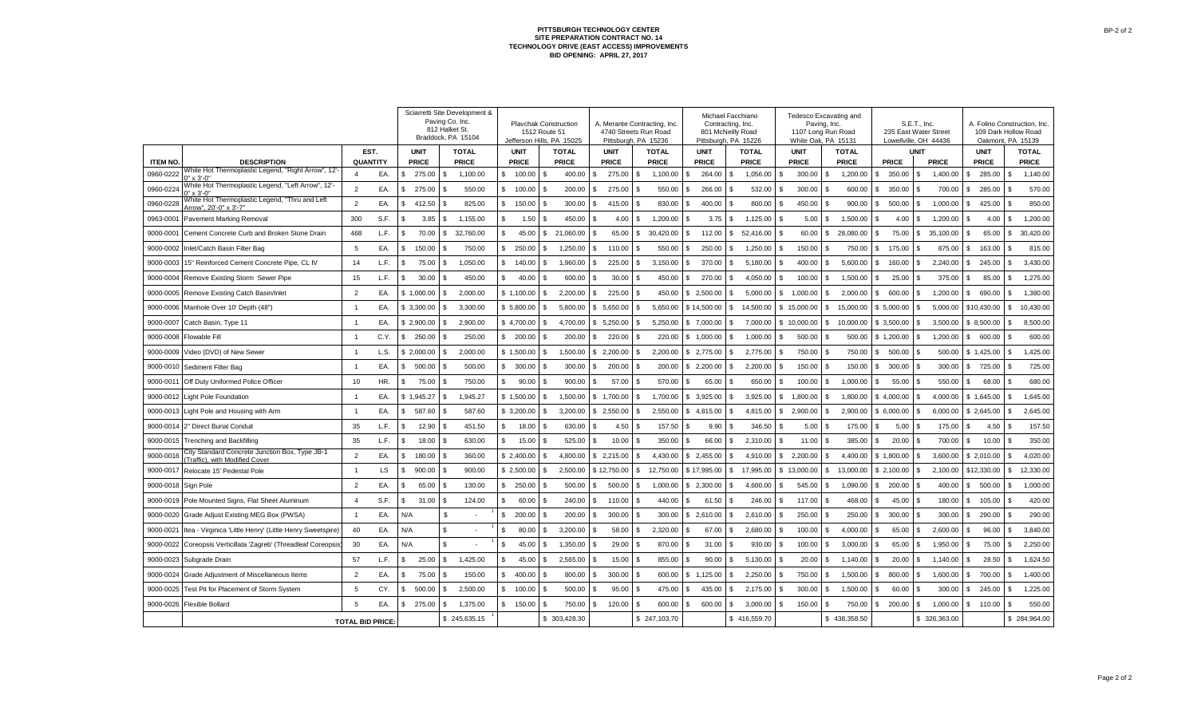**PITTSBURGH TECHNOLOGY CENTER**
**SITE PREPARATION CONTRACT NO. 14**
**TECHNOLOGY DRIVE (EAST ACCESS) IMPROVEMENTS**
**BID OPENING: APRIL 27, 2017**

| | | | | Sciarretti Site Development & Paving Co. Inc. 812 Halket St. Braddock, PA 15104 | | Plavchak Construction 1512 Route 51 Jefferson Hills, PA 15025 | | A. Merante Contracting, Inc. 4740 Streets Run Road Pittsburgh, PA 15236 | | Michael Facchiano Contracting, Inc. 801 McNeilly Road Pittsburgh, PA 15226 | | Tedesco Excavating and Paving, Inc. 1107 Long Run Road White Oak, PA 15131 | | S.E.T., Inc. 235 East Water Street Lowellville, OH 44436 | | A. Folino Construction, Inc. 109 Dark Hollow Road Oakmont, PA 15139 | |
|---|---|---|---|---|---|---|---|---|---|---|---|---|---|---|---|---|---|
| ITEM NO. | DESCRIPTION | EST. QUANTITY | | UNIT PRICE | TOTAL PRICE | UNIT PRICE | TOTAL PRICE | UNIT PRICE | TOTAL PRICE | UNIT PRICE | TOTAL PRICE | UNIT PRICE | TOTAL PRICE | UNIT PRICE | PRICE | UNIT PRICE | TOTAL PRICE |
| 0960-0222 | White Hot Thermoplastic Legend, "Right Arrow", 12'-0" x 3'-0" | 4 | EA. | $ 275.00 | $ 1,100.00 | $ 100.00 | $ 400.00 | $ 275.00 | $ 1,100.00 | $ 264.00 | $ 1,056.00 | $ 300.00 | $ 1,200.00 | $ 350.00 | $ 1,400.00 | $ 285.00 | $ 1,140.00 |
| 0960-0224 | White Hot Thermoplastic Legend, "Left Arrow", 12'-0" x 3'-0" | 2 | EA. | $ 275.00 | $ 550.00 | $ 100.00 | $ 200.00 | $ 275.00 | $ 550.00 | $ 266.00 | $ 532.00 | $ 300.00 | $ 600.00 | $ 350.00 | $ 700.00 | $ 285.00 | $ 570.00 |
| 0960-0228 | White Hot Thermoplastic Legend, "Thru and Left Arrow", 20'-0" x 3'-7" | 2 | EA. | $ 412.50 | $ 825.00 | $ 150.00 | $ 300.00 | $ 415.00 | $ 830.00 | $ 400.00 | $ 800.00 | $ 450.00 | $ 900.00 | $ 500.00 | $ 1,000.00 | $ 425.00 | $ 850.00 |
| 0963-0001 | Pavement Marking Removal | 300 | S.F. | $ 3.85 | $ 1,155.00 | $ 1.50 | $ 450.00 | $ 4.00 | $ 1,200.00 | $ 3.75 | $ 1,125.00 | $ 5.00 | $ 1,500.00 | $ 4.00 | $ 1,200.00 | $ 4.00 | $ 1,200.00 |
| 9000-0001 | Cement Concrete Curb and Broken Stone Drain | 468 | L.F. | $ 70.00 | $ 32,760.00 | $ 45.00 | $ 21,060.00 | $ 65.00 | $ 30,420.00 | $ 112.00 | $ 52,416.00 | $ 60.00 | $ 28,080.00 | $ 75.00 | $ 35,100.00 | $ 65.00 | $ 30,420.00 |
| 9000-0002 | Inlet/Catch Basin Filter Bag | 5 | EA. | $ 150.00 | $ 750.00 | $ 250.00 | $ 1,250.00 | $ 110.00 | $ 550.00 | $ 250.00 | $ 1,250.00 | $ 150.00 | $ 750.00 | $ 175.00 | $ 875.00 | $ 163.00 | $ 815.00 |
| 9000-0003 | 15" Reinforced Cement Concrete Pipe, CL IV | 14 | L.F. | $ 75.00 | $ 1,050.00 | $ 140.00 | $ 1,960.00 | $ 225.00 | $ 3,150.00 | $ 370.00 | $ 5,180.00 | $ 400.00 | $ 5,600.00 | $ 160.00 | $ 2,240.00 | $ 245.00 | $ 3,430.00 |
| 9000-0004 | Remove Existing Storm Sewer Pipe | 15 | L.F. | $ 30.00 | $ 450.00 | $ 40.00 | $ 600.00 | $ 30.00 | $ 450.00 | $ 270.00 | $ 4,050.00 | $ 100.00 | $ 1,500.00 | $ 25.00 | $ 375.00 | $ 85.00 | $ 1,275.00 |
| 9000-0005 | Remove Existing Catch Basin/Inlet | 2 | EA. | $ 1,000.00 | $ 2,000.00 | $ 1,100.00 | $ 2,200.00 | $ 225.00 | $ 450.00 | $ 2,500.00 | $ 5,000.00 | $ 1,000.00 | $ 2,000.00 | $ 600.00 | $ 1,200.00 | $ 690.00 | $ 1,380.00 |
| 9000-0006 | Manhole Over 10' Depth (48") | 1 | EA. | $ 3,300.00 | $ 3,300.00 | $ 5,800.00 | $ 5,800.00 | $ 5,650.00 | $ 5,650.00 | $ 14,500.00 | $ 14,500.00 | $ 15,000.00 | $ 15,000.00 | $ 5,000.00 | $ 5,000.00 | $10,430.00 | $ 10,430.00 |
| 9000-0007 | Catch Basin, Type 11 | 1 | EA. | $ 2,900.00 | $ 2,900.00 | $ 4,700.00 | $ 4,700.00 | $ 5,250.00 | $ 5,250.00 | $ 7,000.00 | $ 7,000.00 | $ 10,000.00 | $ 10,000.00 | $ 3,500.00 | $ 3,500.00 | $ 8,500.00 | $ 8,500.00 |
| 9000-0008 | Flowable Fill | 1 | C.Y. | $ 250.00 | $ 250.00 | $ 200.00 | $ 200.00 | $ 220.00 | $ 220.00 | $ 1,000.00 | $ 1,000.00 | $ 500.00 | $ 500.00 | $ 1,200.00 | $ 1,200.00 | $ 600.00 | $ 600.00 |
| 9000-0009 | Video (DVD) of New Sewer | 1 | L.S. | $ 2,000.00 | $ 2,000.00 | $ 1,500.00 | $ 1,500.00 | $ 2,200.00 | $ 2,200.00 | $ 2,775.00 | $ 2,775.00 | $ 750.00 | $ 750.00 | $ 500.00 | $ 500.00 | $ 1,425.00 | $ 1,425.00 |
| 9000-0010 | Sediment Filter Bag | 1 | EA. | $ 500.00 | $ 500.00 | $ 300.00 | $ 300.00 | $ 200.00 | $ 200.00 | $ 2,200.00 | $ 2,200.00 | $ 150.00 | $ 150.00 | $ 300.00 | $ 300.00 | $ 725.00 | $ 725.00 |
| 9000-0011 | Off Duty Uniformed Police Officer | 10 | HR. | $ 75.00 | $ 750.00 | $ 90.00 | $ 900.00 | $ 57.00 | $ 570.00 | $ 65.00 | $ 650.00 | $ 100.00 | $ 1,000.00 | $ 55.00 | $ 550.00 | $ 68.00 | $ 680.00 |
| 9000-0012 | Light Pole Foundation | 1 | EA. | $ 1,945.27 | $ 1,945.27 | $ 1,500.00 | $ 1,500.00 | $ 1,700.00 | $ 1,700.00 | $ 3,925.00 | $ 3,925.00 | $ 1,800.00 | $ 1,800.00 | $ 4,000.00 | $ 4,000.00 | $ 1,645.00 | $ 1,645.00 |
| 9000-0013 | Light Pole and Housing with Arm | 1 | EA. | $ 587.60 | $ 587.60 | $ 3,200.00 | $ 3,200.00 | $ 2,550.00 | $ 2,550.00 | $ 4,815.00 | $ 4,815.00 | $ 2,900.00 | $ 2,900.00 | $ 6,000.00 | $ 6,000.00 | $ 2,645.00 | $ 2,645.00 |
| 9000-0014 | 2" Direct Burial Conduit | 35 | L.F. | $ 12.90 | $ 451.50 | $ 18.00 | $ 630.00 | $ 4.50 | $ 157.50 | $ 9.90 | $ 346.50 | $ 5.00 | $ 175.00 | $ 5.00 | $ 175.00 | $ 4.50 | $ 157.50 |
| 9000-0015 | Trenching and Backfilling | 35 | L.F. | $ 18.00 | $ 630.00 | $ 15.00 | $ 525.00 | $ 10.00 | $ 350.00 | $ 66.00 | $ 2,310.00 | $ 11.00 | $ 385.00 | $ 20.00 | $ 700.00 | $ 10.00 | $ 350.00 |
| 9000-0016 | City Standard Concrete Junction Box, Type JB-1 (Traffic), with Modified Cover | 2 | EA. | $ 180.00 | $ 360.00 | $ 2,400.00 | $ 4,800.00 | $ 2,215.00 | $ 4,430.00 | $ 2,455.00 | $ 4,910.00 | $ 2,200.00 | $ 4,400.00 | $ 1,800.00 | $ 3,600.00 | $ 2,010.00 | $ 4,020.00 |
| 9000-0017 | Relocate 15' Pedestal Pole | 1 | LS | $ 900.00 | $ 900.00 | $ 2,500.00 | $ 2,500.00 | $ 12,750.00 | $ 12,750.00 | $ 17,995.00 | $ 17,995.00 | $ 13,000.00 | $ 13,000.00 | $ 2,100.00 | $ 2,100.00 | $12,330.00 | $ 12,330.00 |
| 9000-0018 | Sign Pole | 2 | EA. | $ 65.00 | $ 130.00 | $ 250.00 | $ 500.00 | $ 500.00 | $ 1,000.00 | $ 2,300.00 | $ 4,600.00 | $ 545.00 | $ 1,090.00 | $ 200.00 | $ 400.00 | $ 500.00 | $ 1,000.00 |
| 9000-0019 | Pole Mounted Signs, Flat Sheet Aluminum | 4 | S.F. | $ 31.00 | $ 124.00 | $ 60.00 | $ 240.00 | $ 110.00 | $ 440.00 | $ 61.50 | $ 246.00 | $ 117.00 | $ 468.00 | $ 45.00 | $ 180.00 | $ 105.00 | $ 420.00 |
| 9000-0020 | Grade Adjust Existing MEG Box (PWSA) | 1 | EA. | N/A | $ - [1] | $ 200.00 | $ 200.00 | $ 300.00 | $ 300.00 | $ 2,610.00 | $ 2,610.00 | $ 250.00 | $ 250.00 | $ 300.00 | $ 300.00 | $ 290.00 | $ 290.00 |
| 9000-0021 | Itea - Virginica 'Little Henry' (Little Henry Sweetspire) | 40 | EA. | N/A | $ - [1] | $ 80.00 | $ 3,200.00 | $ 58.00 | $ 2,320.00 | $ 67.00 | $ 2,680.00 | $ 100.00 | $ 4,000.00 | $ 65.00 | $ 2,600.00 | $ 96.00 | $ 3,840.00 |
| 9000-0022 | Coreopsis Verticillata 'Zagreb' (Threadleaf Coreopsis) | 30 | EA. | N/A | $ - [1] | $ 45.00 | $ 1,350.00 | $ 29.00 | $ 870.00 | $ 31.00 | $ 930.00 | $ 100.00 | $ 3,000.00 | $ 65.00 | $ 1,950.00 | $ 75.00 | $ 2,250.00 |
| 9000-0023 | Subgrade Drain | 57 | L.F. | $ 25.00 | $ 1,425.00 | $ 45.00 | $ 2,565.00 | $ 15.00 | $ 855.00 | $ 90.00 | $ 5,130.00 | $ 20.00 | $ 1,140.00 | $ 20.00 | $ 1,140.00 | $ 28.50 | $ 1,624.50 |
| 9000-0024 | Grade Adjustment of Miscellaneous Items | 2 | EA. | $ 75.00 | $ 150.00 | $ 400.00 | $ 800.00 | $ 300.00 | $ 600.00 | $ 1,125.00 | $ 2,250.00 | $ 750.00 | $ 1,500.00 | $ 800.00 | $ 1,600.00 | $ 700.00 | $ 1,400.00 |
| 9000-0025 | Test Pit for Placement of Storm System | 5 | CY. | $ 500.00 | $ 2,500.00 | $ 100.00 | $ 500.00 | $ 95.00 | $ 475.00 | $ 435.00 | $ 2,175.00 | $ 300.00 | $ 1,500.00 | $ 60.00 | $ 300.00 | $ 245.00 | $ 1,225.00 |
| 9000-0026 | Flexible Bollard | 5 | EA. | $ 275.00 | $ 1,375.00 | $ 150.00 | $ 750.00 | $ 120.00 | $ 600.00 | $ 600.00 | $ 3,000.00 | $ 150.00 | $ 750.00 | $ 200.00 | $ 1,000.00 | $ 110.00 | $ 550.00 |
| | TOTAL BID PRICE: | | | | $ 245,635.15 [1] | | $ 303,428.30 | | $ 247,103.70 | | $ 416,559.70 | | $ 438,358.50 | | $ 326,363.00 | | $ 284,964.00 |